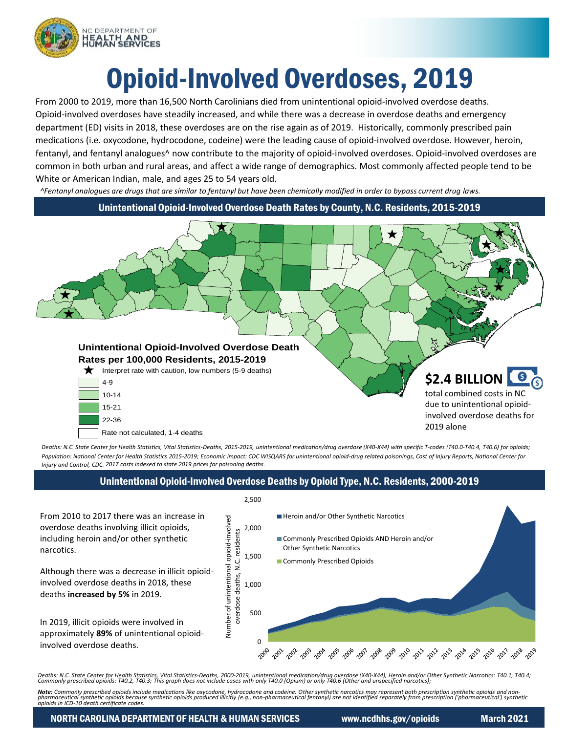# Opioid-Involved Overdoses, 2019

From 2000 to 2019, more than 16,500 North Carolinians died from unintentional opioid-involved overdose deaths. Opioid-involved overdoses have steadily increased, and while there was a decrease in overdose deaths and emergency department (ED) visits in 2018, these overdoses are on the rise again as of 2019. Historically, commonly prescribed pain medications (i.e. oxycodone, hydrocodone, codeine) were the leading cause of opioid-involved overdose. However, heroin, fentanyl, and fentanyl analogues^ now contribute to the majority of opioid-involved overdoses. Opioid-involved overdoses are common in both urban and rural areas, and affect a wide range of demographics. Most commonly affected people tend to be White or American Indian, male, and ages 25 to 54 years old.

*^Fentanyl analogues are drugs that are similar to fentanyl but have been chemically modified in order to bypass current drug laws.*

## Unintentional Opioid-Involved Overdose Death Rates by County, N.C. Residents, 2015-2019

**Unintentional Opioid-Involved Overdose Death Rates per 100,000 Residents, 2015-2019**

- ★ Interpret rate with caution, low numbers (5-9 deaths)
- 4-9
- 10-14
- 15-21
- 22-36
- Rate not calculated, 1-4 deaths

**$2.4 BILLION** total combined costs in NC due to unintentional opioid-involved overdose deaths for 2019 alone

*Deaths: N.C. State Center for Health Statistics, Vital Statistics-Deaths, 2015-2019, unintentional medication/drug overdose (X40-X44) with specific T-codes (T40.0-T40.4, T40.6) for opioids; Population: National Center for Health Statistics 2015-2019; Economic impact: CDC WISQARS for unintentional opioid-drug related poisonings, Cost of Injury Reports, National Center for Injury and Control, CDC. 2017 costs indexed to state 2019 prices for poisoning deaths.*

## Unintentional Opioid-Involved Overdose Deaths by Opioid Type, N.C. Residents, 2000-2019

From 2010 to 2017 there was an increase in overdose deaths involving illicit opioids, including heroin and/or other synthetic narcotics.

Although there was a decrease in illicit opioid-involved overdose deaths in 2018, these deaths **increased by 5%** in 2019.

In 2019, illicit opioids were involved in approximately **89%** of unintentional opioid-involved overdose deaths.

Chart legend: Heroin and/or Other Synthetic Narcotics; Commonly Prescribed Opioids AND Heroin and/or Other Synthetic Narcotics; Commonly Prescribed Opioids

Y-axis: Number of unintentional opioid-involved overdose deaths, N.C. residents (0, 500, 1,000, 1,500, 2,000, 2,500)

X-axis: 2000–2019

*Deaths: N.C. State Center for Health Statistics, Vital Statistics-Deaths, 2000-2019, unintentional medication/drug overdose (X40-X44), Heroin and/or Other Synthetic Narcotics: T40.1, T40.4; Commonly prescribed opioids: T40.2, T40.3; This graph does not include cases with only T40.0 (Opium) or only T40.6 (Other and unspecified narcotics);*

***Note:** Commonly prescribed opioids include medications like oxycodone, hydrocodone and codeine. Other synthetic narcotics may represent both prescription synthetic opioids and non-pharmaceutical synthetic opioids because synthetic opioids produced illicitly (e.g., non-pharmaceutical fentanyl) are not identified separately from prescription ('pharmaceutical') synthetic opioids in ICD-10 death certificate codes.*

NORTH CAROLINA DEPARTMENT OF HEALTH & HUMAN SERVICES | www.ncdhhs.gov/opioids | March 2021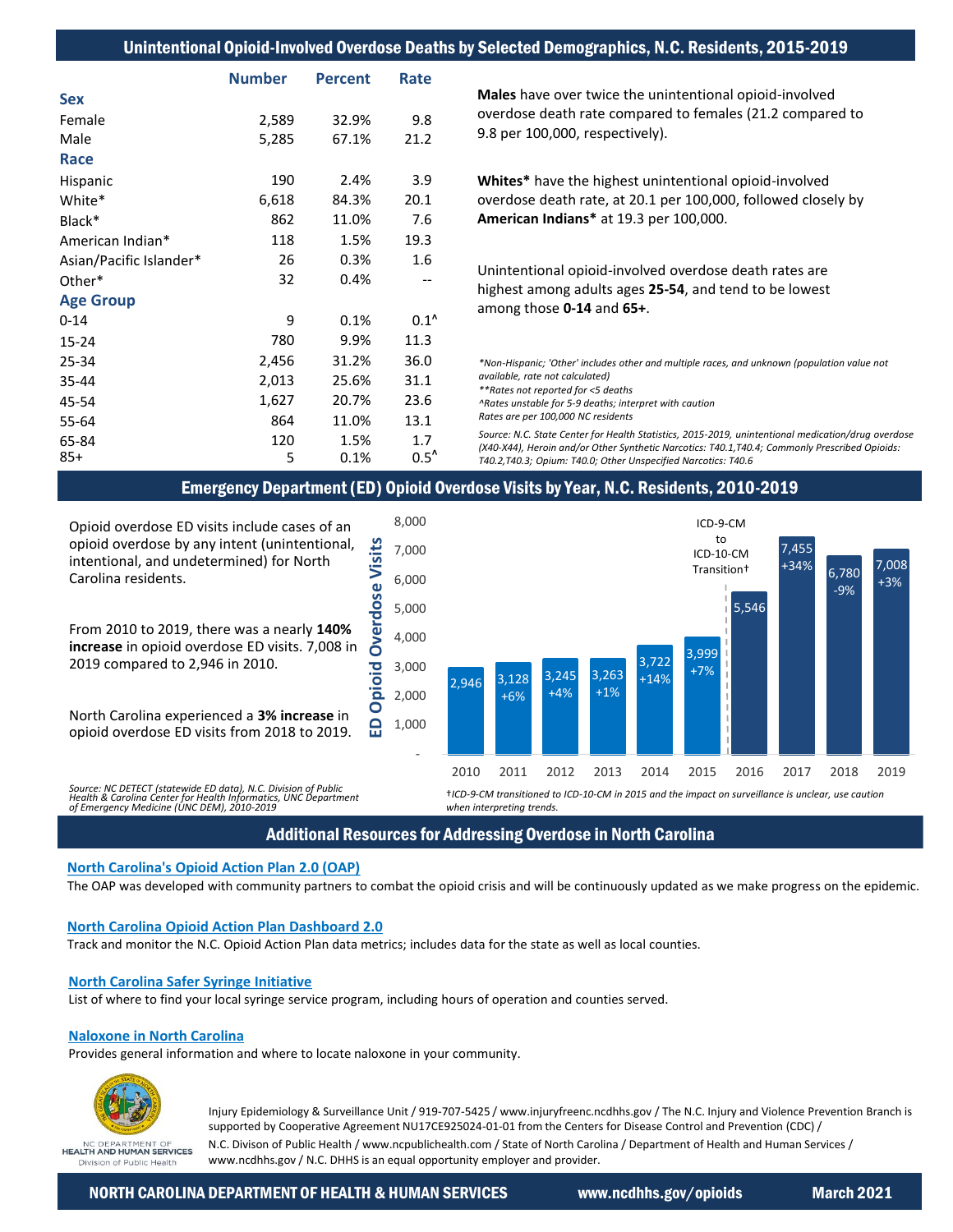## Unintentional Opioid-Involved Overdose Deaths by Selected Demographics, N.C. Residents, 2015-2019

| | Number | Percent | Rate |
|---|---|---|---|
| **Sex** | | | |
| Female | 2,589 | 32.9% | 9.8 |
| Male | 5,285 | 67.1% | 21.2 |
| **Race** | | | |
| Hispanic | 190 | 2.4% | 3.9 |
| White* | 6,618 | 84.3% | 20.1 |
| Black* | 862 | 11.0% | 7.6 |
| American Indian* | 118 | 1.5% | 19.3 |
| Asian/Pacific Islander* | 26 | 0.3% | 1.6 |
| Other* | 32 | 0.4% | -- |
| **Age Group** | | | |
| 0-14 | 9 | 0.1% | 0.1^ |
| 15-24 | 780 | 9.9% | 11.3 |
| 25-34 | 2,456 | 31.2% | 36.0 |
| 35-44 | 2,013 | 25.6% | 31.1 |
| 45-54 | 1,627 | 20.7% | 23.6 |
| 55-64 | 864 | 11.0% | 13.1 |
| 65-84 | 120 | 1.5% | 1.7 |
| 85+ | 5 | 0.1% | 0.5^ |

**Males** have over twice the unintentional opioid-involved overdose death rate compared to females (21.2 compared to 9.8 per 100,000, respectively).

**Whites*** have the highest unintentional opioid-involved overdose death rate, at 20.1 per 100,000, followed closely by **American Indians*** at 19.3 per 100,000.

Unintentional opioid-involved overdose death rates are highest among adults ages **25-54**, and tend to be lowest among those **0-14** and **65+**.

*\*Non-Hispanic; 'Other' includes other and multiple races, and unknown (population value not available, rate not calculated)*
*\*\*Rates not reported for <5 deaths*
*^Rates unstable for 5-9 deaths; interpret with caution*
*Rates are per 100,000 NC residents*

*Source: N.C. State Center for Health Statistics, 2015-2019, unintentional medication/drug overdose (X40-X44), Heroin and/or Other Synthetic Narcotics: T40.1,T40.4; Commonly Prescribed Opioids: T40.2,T40.3; Opium: T40.0; Other Unspecified Narcotics: T40.6*

## Emergency Department (ED) Opioid Overdose Visits by Year, N.C. Residents, 2010-2019

Opioid overdose ED visits include cases of an opioid overdose by any intent (unintentional, intentional, and undetermined) for North Carolina residents.

From 2010 to 2019, there was a nearly **140% increase** in opioid overdose ED visits. 7,008 in 2019 compared to 2,946 in 2010.

North Carolina experienced a **3% increase** in opioid overdose ED visits from 2018 to 2019.

ED Opioid Overdose Visits

8,000
7,000
6,000
5,000
4,000
3,000
2,000
1,000
-

2010: 2,946
2011: 3,128 +6%
2012: 3,245 +4%
2013: 3,263 +1%
2014: 3,722 +14%
2015: 3,999 +7%
ICD-9-CM to ICD-10-CM Transition†
2016: 5,546
2017: 7,455 +34%
2018: 6,780 -9%
2019: 7,008 +3%

*Source: NC DETECT (statewide ED data), N.C. Division of Public Health & Carolina Center for Health Informatics, UNC Department of Emergency Medicine (UNC DEM), 2010-2019*

*†ICD-9-CM transitioned to ICD-10-CM in 2015 and the impact on surveillance is unclear, use caution when interpreting trends.*

## Additional Resources for Addressing Overdose in North Carolina

**North Carolina's Opioid Action Plan 2.0 (OAP)**
The OAP was developed with community partners to combat the opioid crisis and will be continuously updated as we make progress on the epidemic.

**North Carolina Opioid Action Plan Dashboard 2.0**
Track and monitor the N.C. Opioid Action Plan data metrics; includes data for the state as well as local counties.

**North Carolina Safer Syringe Initiative**
List of where to find your local syringe service program, including hours of operation and counties served.

**Naloxone in North Carolina**
Provides general information and where to locate naloxone in your community.

NC DEPARTMENT OF HEALTH AND HUMAN SERVICES
Division of Public Health

Injury Epidemiology & Surveillance Unit / 919-707-5425 / www.injuryfreenc.ncdhhs.gov / The N.C. Injury and Violence Prevention Branch is supported by Cooperative Agreement NU17CE925024-01-01 from the Centers for Disease Control and Prevention (CDC) / N.C. Divison of Public Health / www.ncpublichealth.com / State of North Carolina / Department of Health and Human Services / www.ncdhhs.gov / N.C. DHHS is an equal opportunity employer and provider.

NORTH CAROLINA DEPARTMENT OF HEALTH & HUMAN SERVICES www.ncdhhs.gov/opioids March 2021